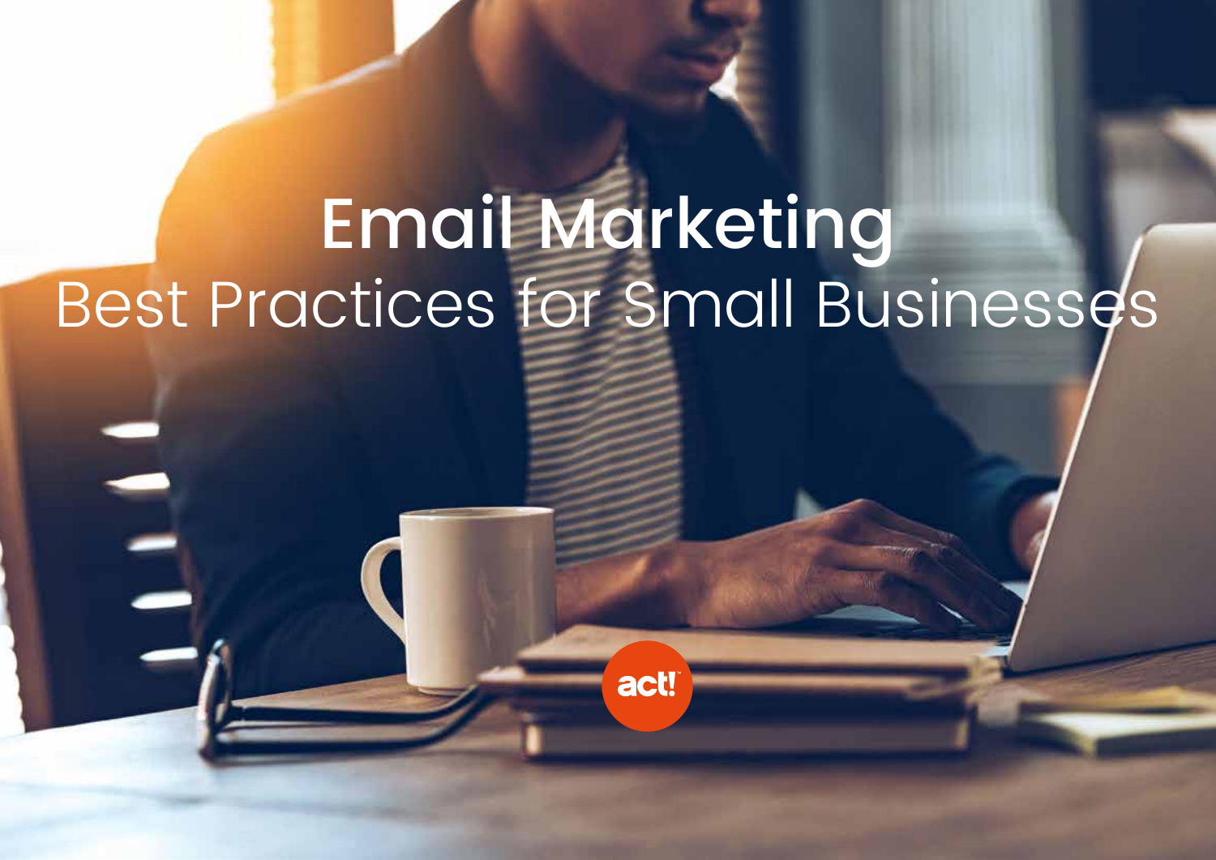# Email Marketing

## Best Practices for Small Businesses

act!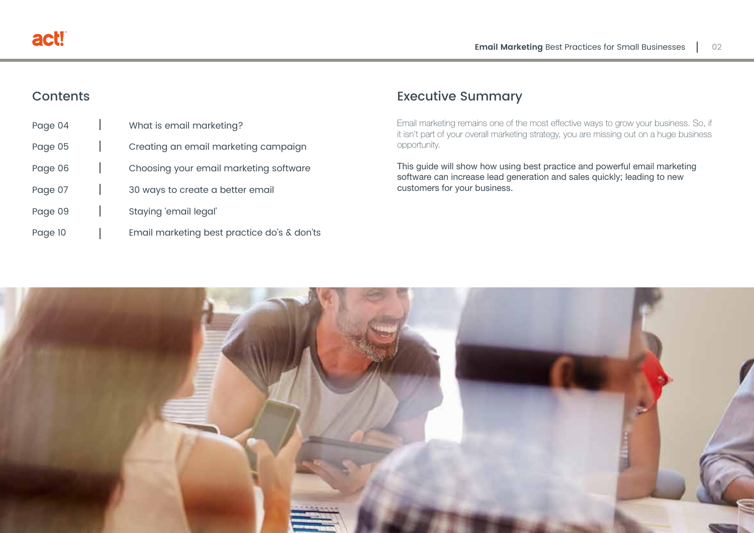## Contents

| | |
|---|---|
| Page 04 | What is email marketing? |
| Page 05 | Creating an email marketing campaign |
| Page 06 | Choosing your email marketing software |
| Page 07 | 30 ways to create a better email |
| Page 09 | Staying 'email legal' |
| Page 10 | Email marketing best practice do's & don'ts |

## Executive Summary

Email marketing remains one of the most effective ways to grow your business. So, if it isn't part of your overall marketing strategy, you are missing out on a huge business opportunity.

This guide will show how using best practice and powerful email marketing software can increase lead generation and sales quickly; leading to new customers for your business.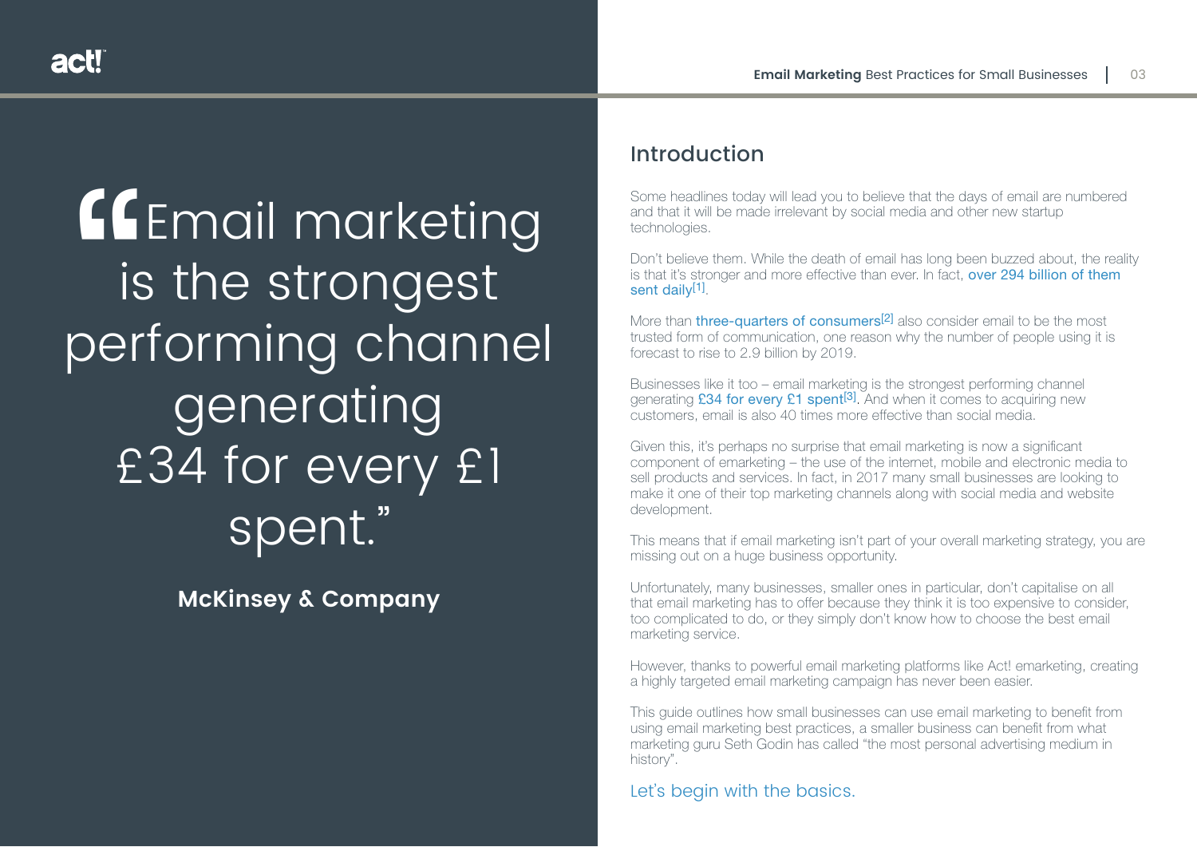> “Email marketing is the strongest performing channel generating £34 for every £1 spent.”
>
> **McKinsey & Company**

## Introduction

Some headlines today will lead you to believe that the days of email are numbered and that it will be made irrelevant by social media and other new startup technologies.

Don’t believe them. While the death of email has long been buzzed about, the reality is that it’s stronger and more effective than ever. In fact, over 294 billion of them sent daily[1].

More than three-quarters of consumers[2] also consider email to be the most trusted form of communication, one reason why the number of people using it is forecast to rise to 2.9 billion by 2019.

Businesses like it too – email marketing is the strongest performing channel generating £34 for every £1 spent[3]. And when it comes to acquiring new customers, email is also 40 times more effective than social media.

Given this, it’s perhaps no surprise that email marketing is now a significant component of emarketing – the use of the internet, mobile and electronic media to sell products and services. In fact, in 2017 many small businesses are looking to make it one of their top marketing channels along with social media and website development.

This means that if email marketing isn’t part of your overall marketing strategy, you are missing out on a huge business opportunity.

Unfortunately, many businesses, smaller ones in particular, don’t capitalise on all that email marketing has to offer because they think it is too expensive to consider, too complicated to do, or they simply don’t know how to choose the best email marketing service.

However, thanks to powerful email marketing platforms like Act! emarketing, creating a highly targeted email marketing campaign has never been easier.

This guide outlines how small businesses can use email marketing to benefit from using email marketing best practices, a smaller business can benefit from what marketing guru Seth Godin has called “the most personal advertising medium in history”.

Let’s begin with the basics.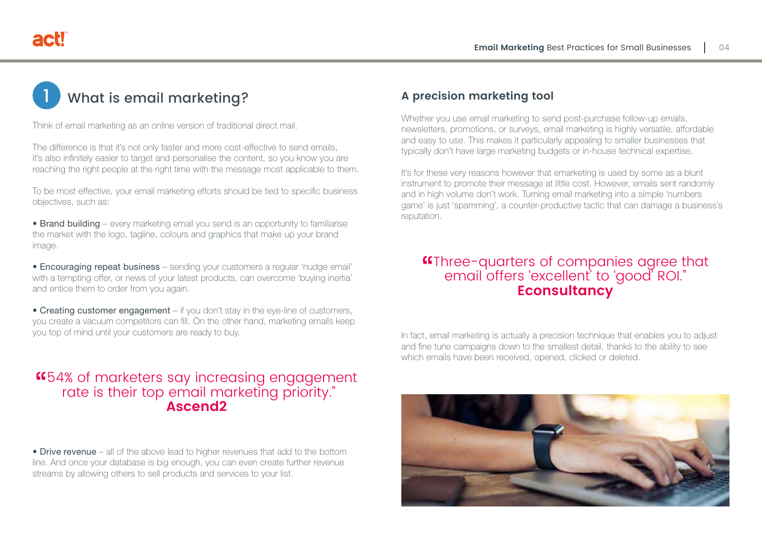# 1 What is email marketing?

Think of email marketing as an online version of traditional direct mail.

The difference is that it's not only faster and more cost-effective to send emails, it's also infinitely easier to target and personalise the content, so you know you are reaching the right people at the right time with the message most applicable to them.

To be most effective, your email marketing efforts should be tied to specific business objectives, such as:

- Brand building – every marketing email you send is an opportunity to familiarise the market with the logo, tagline, colours and graphics that make up your brand image.
- Encouraging repeat business – sending your customers a regular 'nudge email' with a tempting offer, or news of your latest products, can overcome 'buying inertia' and entice them to order from you again.
- Creating customer engagement – if you don't stay in the eye-line of customers, you create a vacuum competitors can fill. On the other hand, marketing emails keep you top of mind until your customers are ready to buy.

> "54% of marketers say increasing engagement rate is their top email marketing priority."
> **Ascend2**

- Drive revenue – all of the above lead to higher revenues that add to the bottom line. And once your database is big enough, you can even create further revenue streams by allowing others to sell products and services to your list.

## A precision marketing tool

Whether you use email marketing to send post-purchase follow-up emails, newsletters, promotions, or surveys, email marketing is highly versatile, affordable and easy to use. This makes it particularly appealing to smaller businesses that typically don't have large marketing budgets or in-house technical expertise.

It's for these very reasons however that emarketing is used by some as a blunt instrument to promote their message at little cost. However, emails sent randomly and in high volume don't work. Turning email marketing into a simple 'numbers game' is just 'spamming', a counter-productive tactic that can damage a business's reputation.

> "Three-quarters of companies agree that email offers 'excellent' to 'good' ROI."
> **Econsultancy**

In fact, email marketing is actually a precision technique that enables you to adjust and fine tune campaigns down to the smallest detail, thanks to the ability to see which emails have been received, opened, clicked or deleted.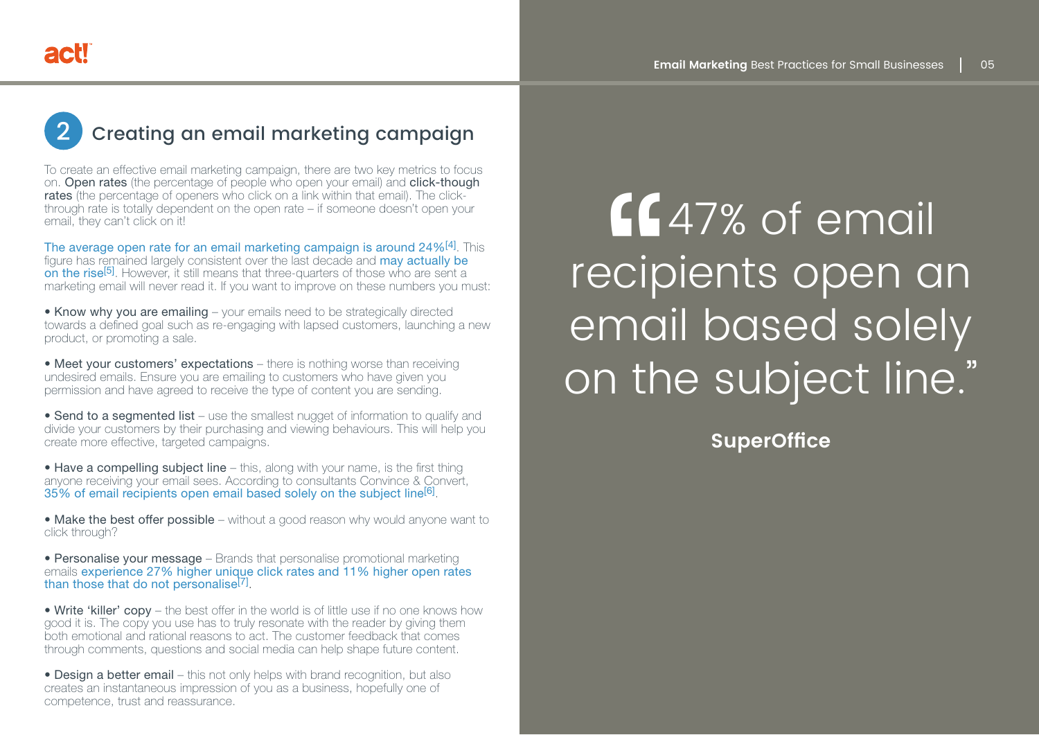## 2 Creating an email marketing campaign

To create an effective email marketing campaign, there are two key metrics to focus on. **Open rates** (the percentage of people who open your email) and **click-though rates** (the percentage of openers who click on a link within that email). The click-through rate is totally dependent on the open rate – if someone doesn't open your email, they can't click on it!

The average open rate for an email marketing campaign is around 24%[4]. This figure has remained largely consistent over the last decade and may actually be on the rise[5]. However, it still means that three-quarters of those who are sent a marketing email will never read it. If you want to improve on these numbers you must:

- **Know why you are emailing** – your emails need to be strategically directed towards a defined goal such as re-engaging with lapsed customers, launching a new product, or promoting a sale.
- **Meet your customers' expectations** – there is nothing worse than receiving undesired emails. Ensure you are emailing to customers who have given you permission and have agreed to receive the type of content you are sending.
- **Send to a segmented list** – use the smallest nugget of information to qualify and divide your customers by their purchasing and viewing behaviours. This will help you create more effective, targeted campaigns.
- **Have a compelling subject line** – this, along with your name, is the first thing anyone receiving your email sees. According to consultants Convince & Convert, 35% of email recipients open email based solely on the subject line[6].
- **Make the best offer possible** – without a good reason why would anyone want to click through?
- **Personalise your message** – Brands that personalise promotional marketing emails experience 27% higher unique click rates and 11% higher open rates than those that do not personalise[7].
- **Write 'killer' copy** – the best offer in the world is of little use if no one knows how good it is. The copy you use has to truly resonate with the reader by giving them both emotional and rational reasons to act. The customer feedback that comes through comments, questions and social media can help shape future content.
- **Design a better email** – this not only helps with brand recognition, but also creates an instantaneous impression of you as a business, hopefully one of competence, trust and reassurance.

> "47% of email recipients open an email based solely on the subject line."
>
> **SuperOffice**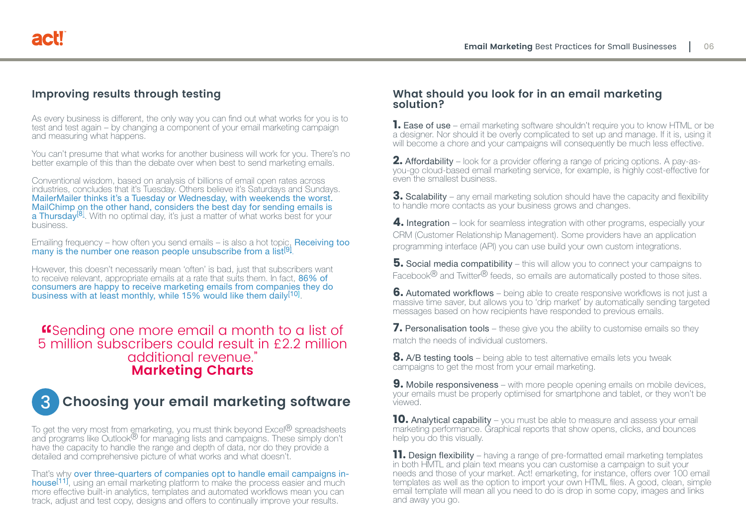## Improving results through testing

As every business is different, the only way you can find out what works for you is to test and test again – by changing a component of your email marketing campaign and measuring what happens.

You can't presume that what works for another business will work for you. There's no better example of this than the debate over when best to send marketing emails.

Conventional wisdom, based on analysis of billions of email open rates across industries, concludes that it's Tuesday. Others believe it's Saturdays and Sundays. MailerMailer thinks it's a Tuesday or Wednesday, with weekends the worst. MailChimp on the other hand, considers the best day for sending emails is a Thursday[8]. With no optimal day, it's just a matter of what works best for your business.

Emailing frequency – how often you send emails – is also a hot topic. Receiving too many is the number one reason people unsubscribe from a list[9].

However, this doesn't necessarily mean 'often' is bad, just that subscribers want to receive relevant, appropriate emails at a rate that suits them. In fact, 86% of consumers are happy to receive marketing emails from companies they do business with at least monthly, while 15% would like them daily[10].

> "Sending one more email a month to a list of 5 million subscribers could result in £2.2 million additional revenue."
> **Marketing Charts**

## 3 Choosing your email marketing software

To get the very most from emarketing, you must think beyond Excel® spreadsheets and programs like Outlook® for managing lists and campaigns. These simply don't have the capacity to handle the range and depth of data, nor do they provide a detailed and comprehensive picture of what works and what doesn't.

That's why over three-quarters of companies opt to handle email campaigns in-house[11], using an email marketing platform to make the process easier and much more effective built-in analytics, templates and automated workflows mean you can track, adjust and test copy, designs and offers to continually improve your results.

## What should you look for in an email marketing solution?

**1.** Ease of use – email marketing software shouldn't require you to know HTML or be a designer. Nor should it be overly complicated to set up and manage. If it is, using it will become a chore and your campaigns will consequently be much less effective.

**2.** Affordability – look for a provider offering a range of pricing options. A pay-as-you-go cloud-based email marketing service, for example, is highly cost-effective for even the smallest business.

**3.** Scalability – any email marketing solution should have the capacity and flexibility to handle more contacts as your business grows and changes.

**4.** Integration – look for seamless integration with other programs, especially your CRM (Customer Relationship Management). Some providers have an application programming interface (API) you can use build your own custom integrations.

**5.** Social media compatibility – this will allow you to connect your campaigns to Facebook® and Twitter® feeds, so emails are automatically posted to those sites.

**6.** Automated workflows – being able to create responsive workflows is not just a massive time saver, but allows you to 'drip market' by automatically sending targeted messages based on how recipients have responded to previous emails.

**7.** Personalisation tools – these give you the ability to customise emails so they match the needs of individual customers.

**8.** A/B testing tools – being able to test alternative emails lets you tweak campaigns to get the most from your email marketing.

**9.** Mobile responsiveness – with more people opening emails on mobile devices, your emails must be properly optimised for smartphone and tablet, or they won't be viewed.

**10.** Analytical capability – you must be able to measure and assess your email marketing performance. Graphical reports that show opens, clicks, and bounces help you do this visually.

**11.** Design flexibility – having a range of pre-formatted email marketing templates in both HMTL and plain text means you can customise a campaign to suit your needs and those of your market. Act! emarketing, for instance, offers over 100 email templates as well as the option to import your own HTML files. A good, clean, simple email template will mean all you need to do is drop in some copy, images and links and away you go.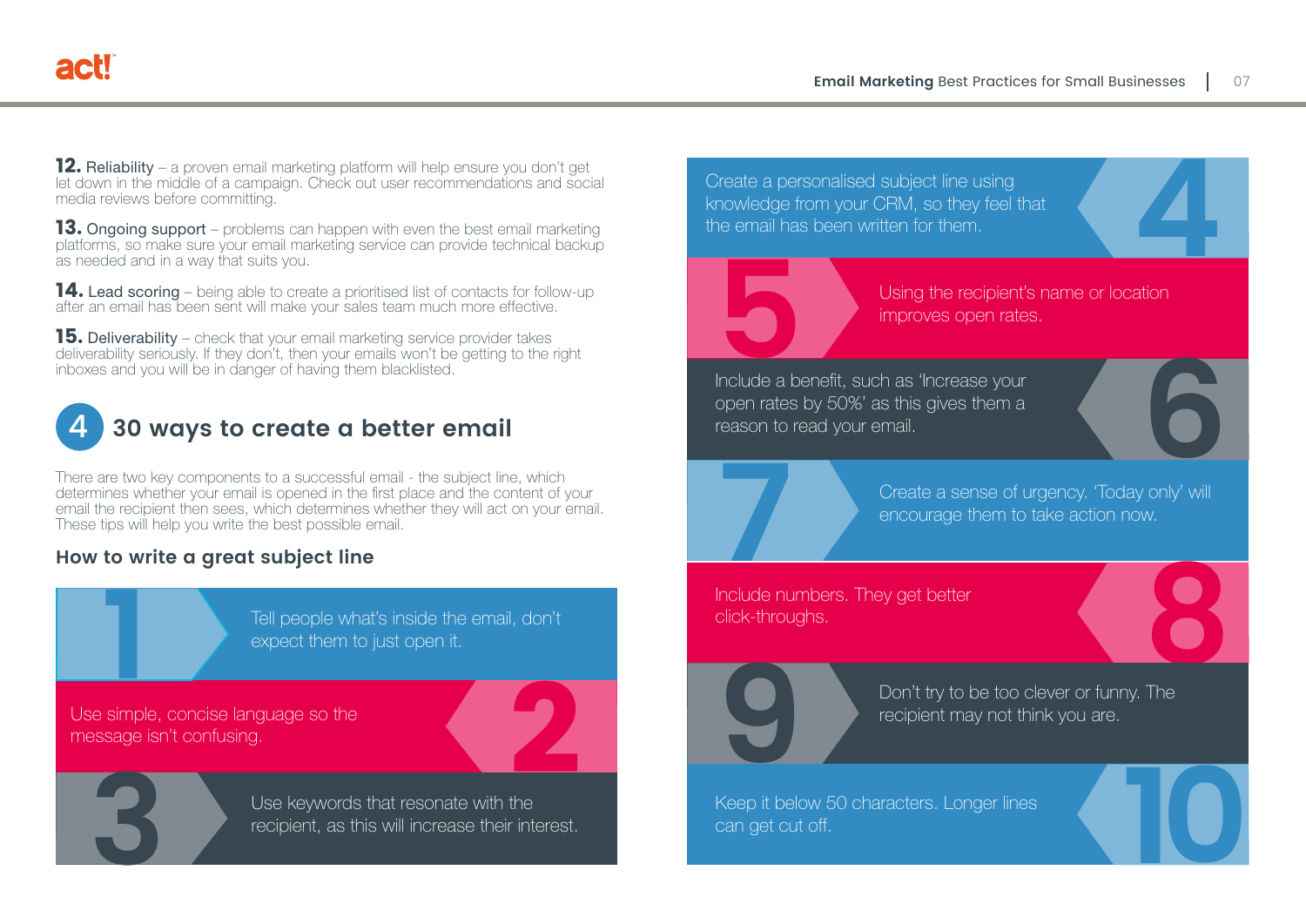**12.** Reliability – a proven email marketing platform will help ensure you don't get let down in the middle of a campaign. Check out user recommendations and social media reviews before committing.

**13.** Ongoing support – problems can happen with even the best email marketing platforms, so make sure your email marketing service can provide technical backup as needed and in a way that suits you.

**14.** Lead scoring – being able to create a prioritised list of contacts for follow-up after an email has been sent will make your sales team much more effective.

**15.** Deliverability – check that your email marketing service provider takes deliverability seriously. If they don't, then your emails won't be getting to the right inboxes and you will be in danger of having them blacklisted.

## 4 30 ways to create a better email

There are two key components to a successful email - the subject line, which determines whether your email is opened in the first place and the content of your email the recipient then sees, which determines whether they will act on your email. These tips will help you write the best possible email.

### How to write a great subject line

1. Tell people what's inside the email, don't expect them to just open it.
2. Use simple, concise language so the message isn't confusing.
3. Use keywords that resonate with the recipient, as this will increase their interest.
4. Create a personalised subject line using knowledge from your CRM, so they feel that the email has been written for them.
5. Using the recipient's name or location improves open rates.
6. Include a benefit, such as 'Increase your open rates by 50%' as this gives them a reason to read your email.
7. Create a sense of urgency. 'Today only' will encourage them to take action now.
8. Include numbers. They get better click-throughs.
9. Don't try to be too clever or funny. The recipient may not think you are.
10. Keep it below 50 characters. Longer lines can get cut off.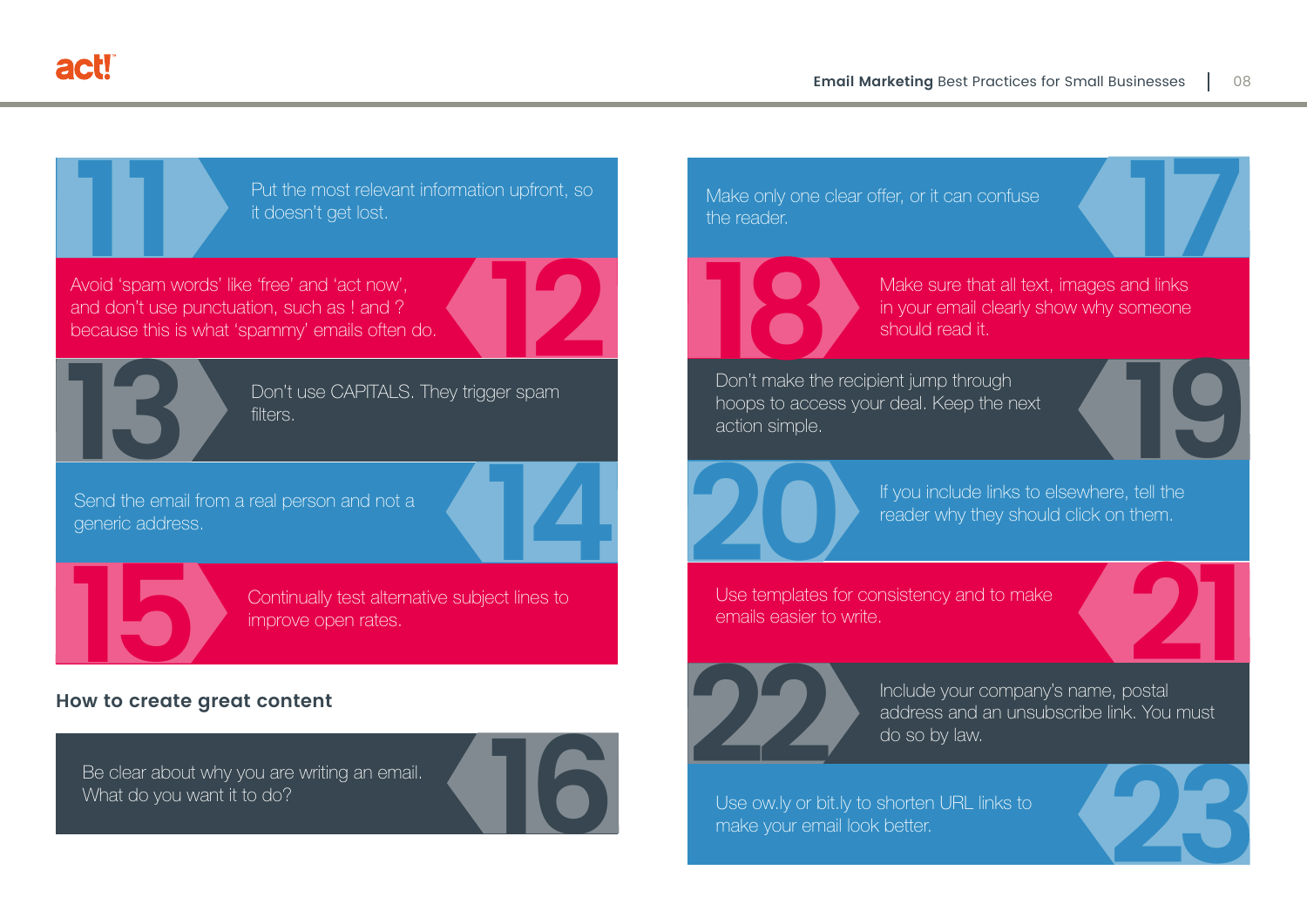11. Put the most relevant information upfront, so it doesn't get lost.

12. Avoid 'spam words' like 'free' and 'act now', and don't use punctuation, such as ! and ? because this is what 'spammy' emails often do.

13. Don't use CAPITALS. They trigger spam filters.

14. Send the email from a real person and not a generic address.

15. Continually test alternative subject lines to improve open rates.

### How to create great content

16. Be clear about why you are writing an email. What do you want it to do?

17. Make only one clear offer, or it can confuse the reader.

18. Make sure that all text, images and links in your email clearly show why someone should read it.

19. Don't make the recipient jump through hoops to access your deal. Keep the next action simple.

20. If you include links to elsewhere, tell the reader why they should click on them.

21. Use templates for consistency and to make emails easier to write.

22. Include your company's name, postal address and an unsubscribe link. You must do so by law.

23. Use ow.ly or bit.ly to shorten URL links to make your email look better.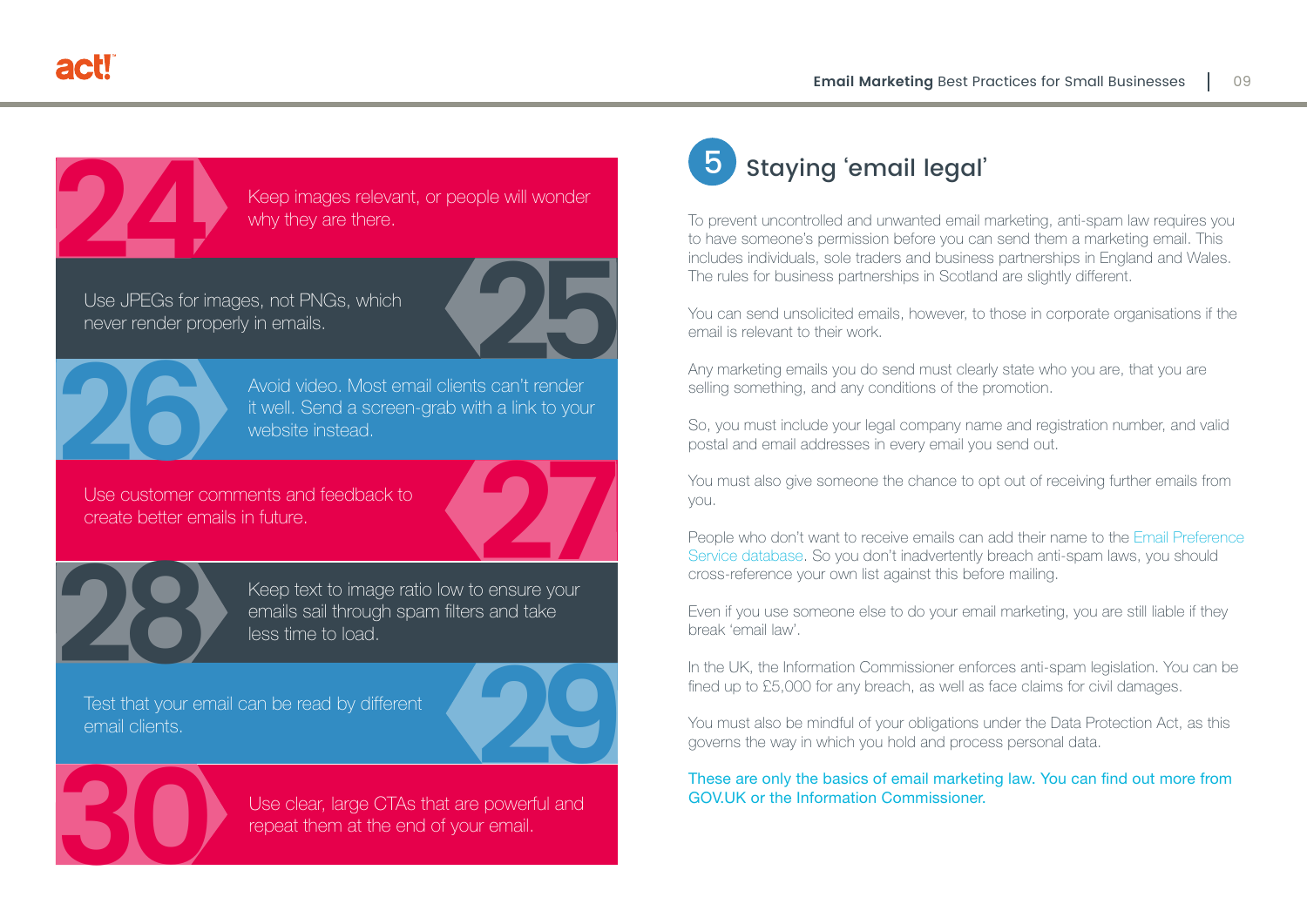**24** Keep images relevant, or people will wonder why they are there.

**25** Use JPEGs for images, not PNGs, which never render properly in emails.

**26** Avoid video. Most email clients can't render it well. Send a screen-grab with a link to your website instead.

**27** Use customer comments and feedback to create better emails in future.

**28** Keep text to image ratio low to ensure your emails sail through spam filters and take less time to load.

**29** Test that your email can be read by different email clients.

**30** Use clear, large CTAs that are powerful and repeat them at the end of your email.

## 5 Staying 'email legal'

To prevent uncontrolled and unwanted email marketing, anti-spam law requires you to have someone's permission before you can send them a marketing email. This includes individuals, sole traders and business partnerships in England and Wales. The rules for business partnerships in Scotland are slightly different.

You can send unsolicited emails, however, to those in corporate organisations if the email is relevant to their work.

Any marketing emails you do send must clearly state who you are, that you are selling something, and any conditions of the promotion.

So, you must include your legal company name and registration number, and valid postal and email addresses in every email you send out.

You must also give someone the chance to opt out of receiving further emails from you.

People who don't want to receive emails can add their name to the Email Preference Service database. So you don't inadvertently breach anti-spam laws, you should cross-reference your own list against this before mailing.

Even if you use someone else to do your email marketing, you are still liable if they break 'email law'.

In the UK, the Information Commissioner enforces anti-spam legislation. You can be fined up to £5,000 for any breach, as well as face claims for civil damages.

You must also be mindful of your obligations under the Data Protection Act, as this governs the way in which you hold and process personal data.

These are only the basics of email marketing law. You can find out more from GOV.UK or the Information Commissioner.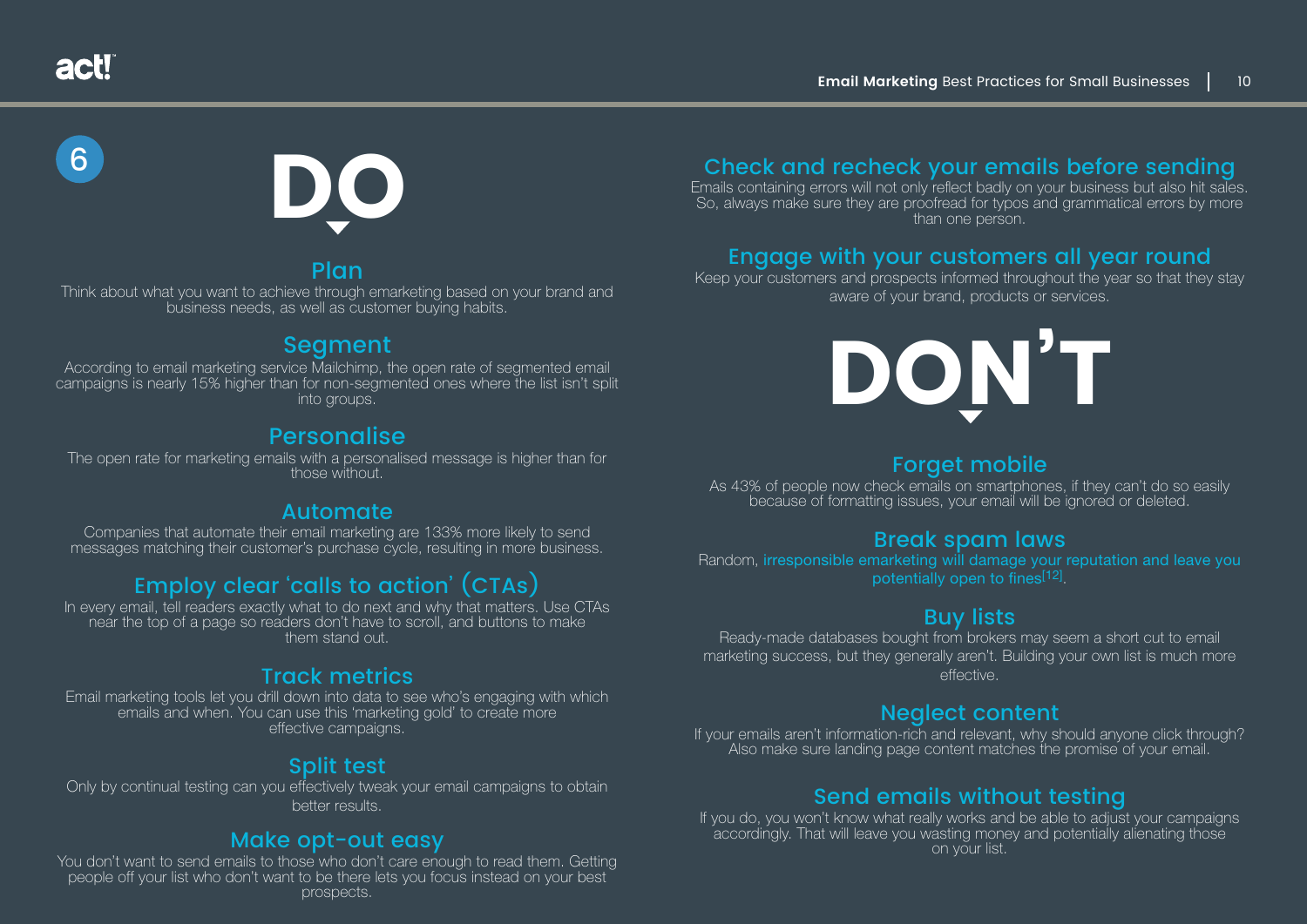## 6

# DO

### Plan

Think about what you want to achieve through emarketing based on your brand and business needs, as well as customer buying habits.

### Segment

According to email marketing service Mailchimp, the open rate of segmented email campaigns is nearly 15% higher than for non-segmented ones where the list isn't split into groups.

### Personalise

The open rate for marketing emails with a personalised message is higher than for those without.

### Automate

Companies that automate their email marketing are 133% more likely to send messages matching their customer's purchase cycle, resulting in more business.

### Employ clear 'calls to action' (CTAs)

In every email, tell readers exactly what to do next and why that matters. Use CTAs near the top of a page so readers don't have to scroll, and buttons to make them stand out.

### Track metrics

Email marketing tools let you drill down into data to see who's engaging with which emails and when. You can use this 'marketing gold' to create more effective campaigns.

### Split test

Only by continual testing can you effectively tweak your email campaigns to obtain better results.

### Make opt-out easy

You don't want to send emails to those who don't care enough to read them. Getting people off your list who don't want to be there lets you focus instead on your best prospects.

### Check and recheck your emails before sending

Emails containing errors will not only reflect badly on your business but also hit sales. So, always make sure they are proofread for typos and grammatical errors by more than one person.

### Engage with your customers all year round

Keep your customers and prospects informed throughout the year so that they stay aware of your brand, products or services.

# DON'T

### Forget mobile

As 43% of people now check emails on smartphones, if they can't do so easily because of formatting issues, your email will be ignored or deleted.

### Break spam laws

Random, irresponsible emarketing will damage your reputation and leave you potentially open to fines[12].

### Buy lists

Ready-made databases bought from brokers may seem a short cut to email marketing success, but they generally aren't. Building your own list is much more effective.

### Neglect content

If your emails aren't information-rich and relevant, why should anyone click through? Also make sure landing page content matches the promise of your email.

### Send emails without testing

If you do, you won't know what really works and be able to adjust your campaigns accordingly. That will leave you wasting money and potentially alienating those on your list.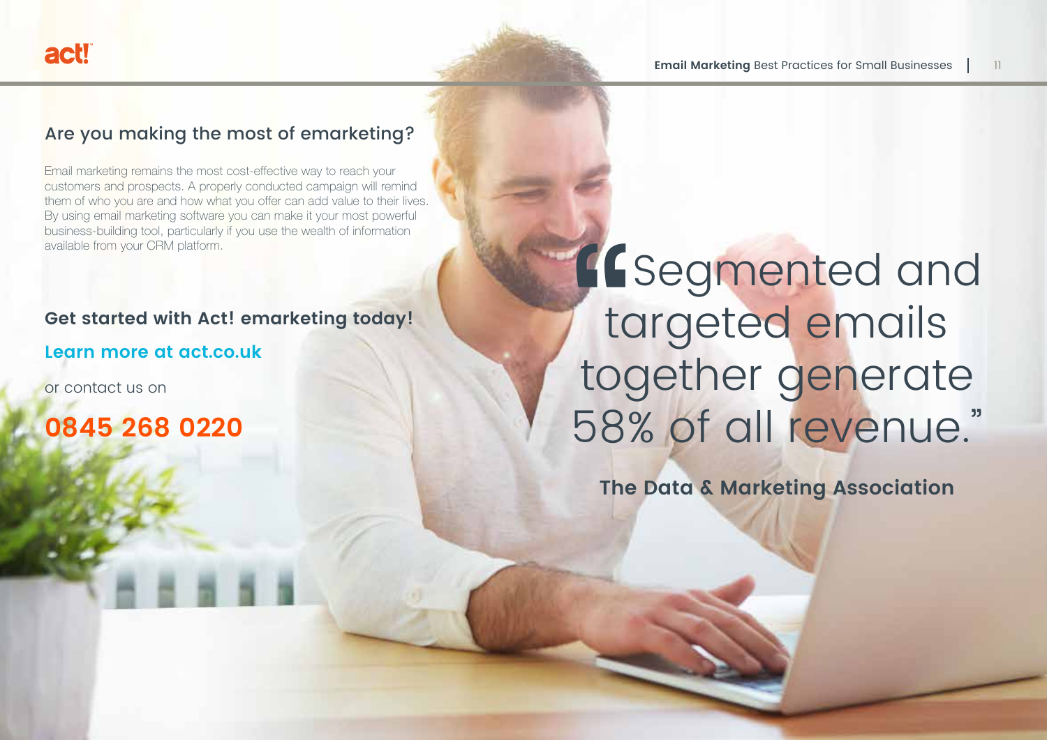## Are you making the most of emarketing?

Email marketing remains the most cost-effective way to reach your customers and prospects. A properly conducted campaign will remind them of who you are and how what you offer can add value to their lives. By using email marketing software you can make it your most powerful business-building tool, particularly if you use the wealth of information available from your CRM platform.

**Get started with Act! emarketing today!**

**Learn more at act.co.uk**

or contact us on

**0845 268 0220**

> "Segmented and targeted emails together generate 58% of all revenue."
>
> **The Data & Marketing Association**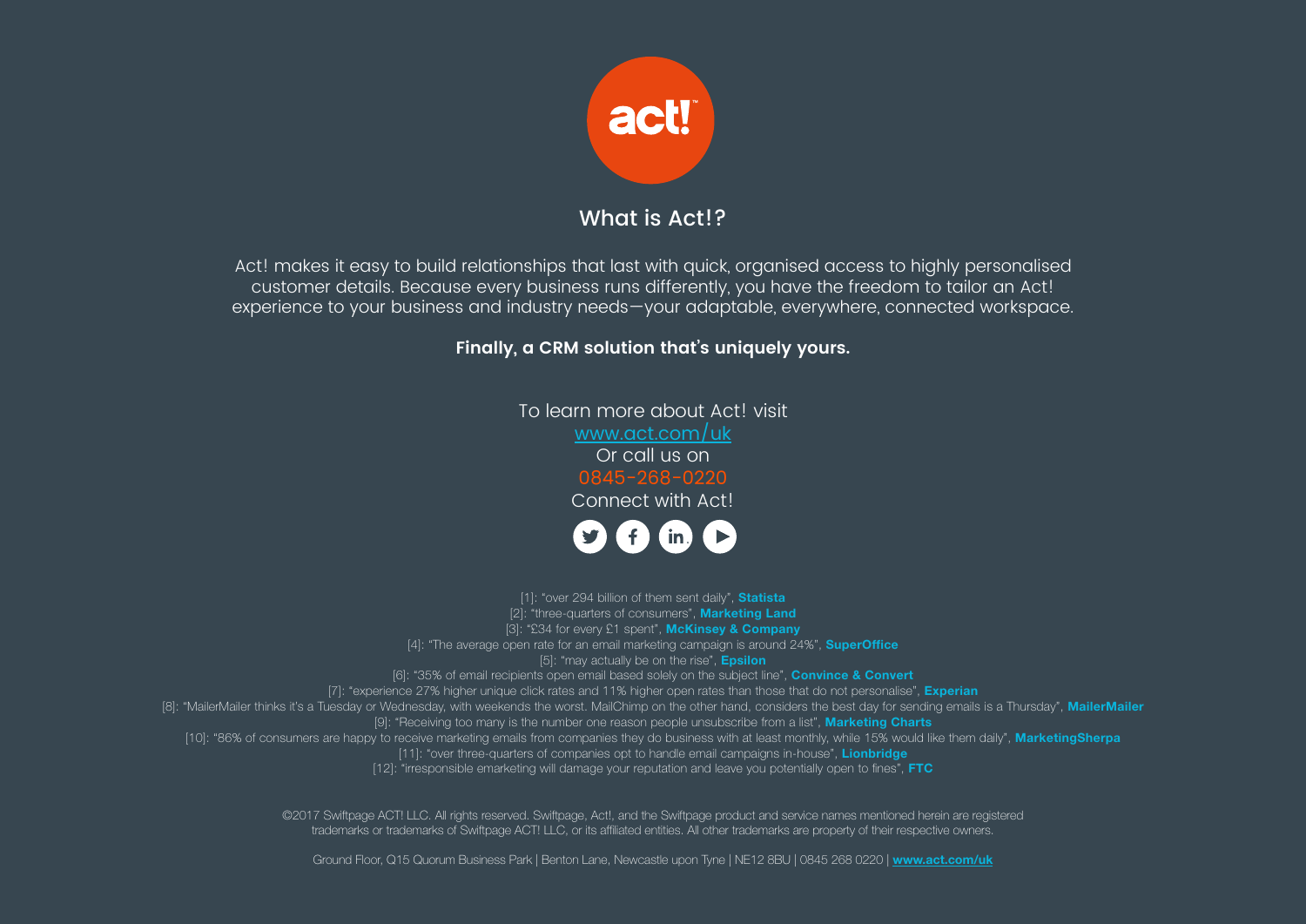## What is Act!?

Act! makes it easy to build relationships that last with quick, organised access to highly personalised customer details. Because every business runs differently, you have the freedom to tailor an Act! experience to your business and industry needs—your adaptable, everywhere, connected workspace.

**Finally, a CRM solution that's uniquely yours.**

To learn more about Act! visit
www.act.com/uk
Or call us on
0845-268-0220
Connect with Act!

[1]: "over 294 billion of them sent daily", **Statista**
[2]: "three-quarters of consumers", **Marketing Land**
[3]: "£34 for every £1 spent", **McKinsey & Company**
[4]: "The average open rate for an email marketing campaign is around 24%", **SuperOffice**
[5]: "may actually be on the rise", **Epsilon**
[6]: "35% of email recipients open email based solely on the subject line", **Convince & Convert**
[7]: "experience 27% higher unique click rates and 11% higher open rates than those that do not personalise", **Experian**
[8]: "MailerMailer thinks it's a Tuesday or Wednesday, with weekends the worst. MailChimp on the other hand, considers the best day for sending emails is a Thursday", **MailerMailer**
[9]: "Receiving too many is the number one reason people unsubscribe from a list", **Marketing Charts**
[10]: "86% of consumers are happy to receive marketing emails from companies they do business with at least monthly, while 15% would like them daily", **MarketingSherpa**
[11]: "over three-quarters of companies opt to handle email campaigns in-house", **Lionbridge**
[12]: "irresponsible emarketing will damage your reputation and leave you potentially open to fines", **FTC**

©2017 Swiftpage ACT! LLC. All rights reserved. Swiftpage, Act!, and the Swiftpage product and service names mentioned herein are registered trademarks or trademarks of Swiftpage ACT! LLC, or its affiliated entities. All other trademarks are property of their respective owners.

Ground Floor, Q15 Quorum Business Park | Benton Lane, Newcastle upon Tyne | NE12 8BU | 0845 268 0220 | **www.act.com/uk**